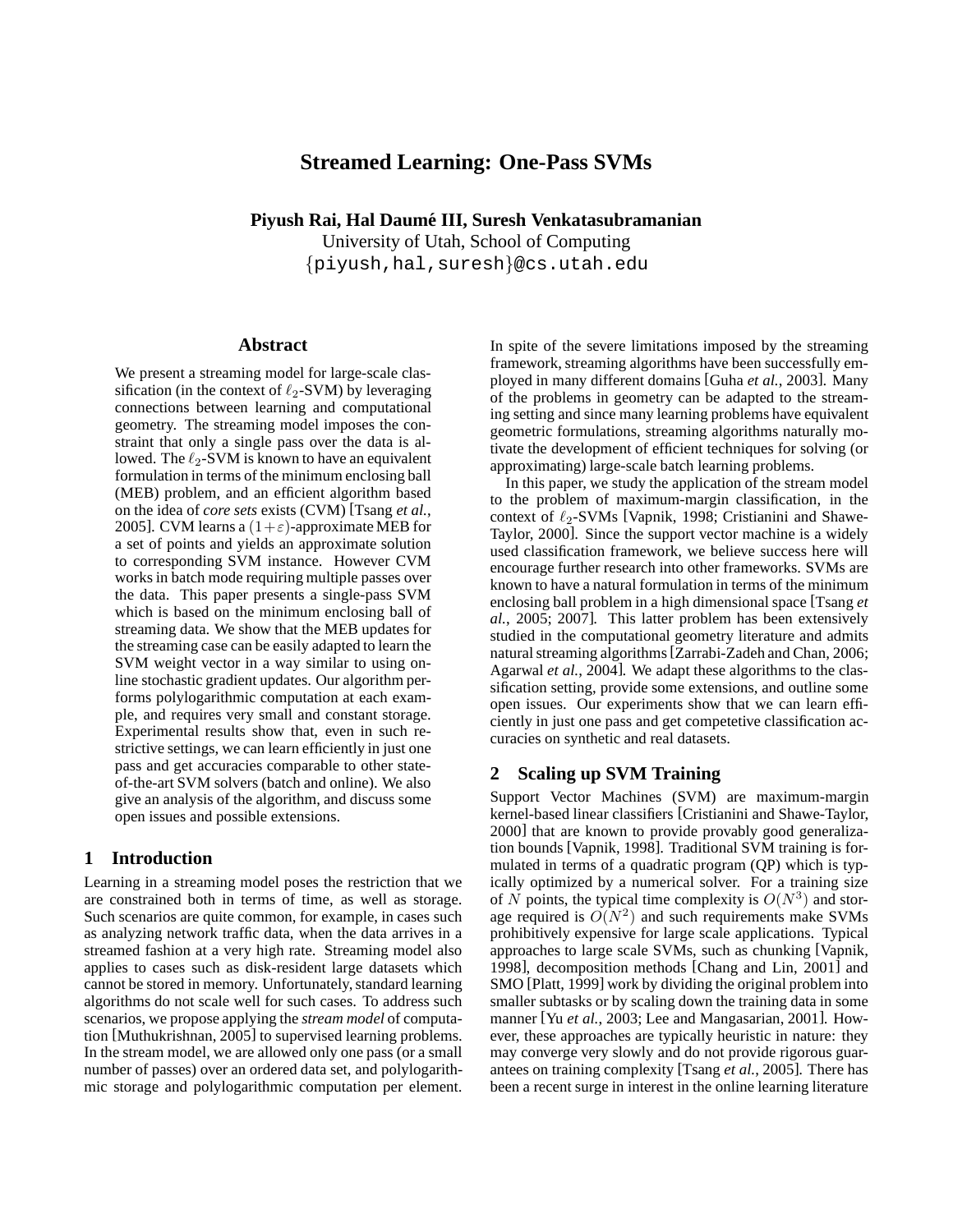# Streamed Learning: One-Pass SVMs

**Piyush Rai, Hal Daumé III, Suresh Venkatasubramanian**
University of Utah, School of Computing
{piyush,hal,suresh}@cs.utah.edu

## Abstract

We present a streaming model for large-scale classification (in the context of $\ell_2$-SVM) by leveraging connections between learning and computational geometry. The streaming model imposes the constraint that only a single pass over the data is allowed. The $\ell_2$-SVM is known to have an equivalent formulation in terms of the minimum enclosing ball (MEB) problem, and an efficient algorithm based on the idea of *core sets* exists (CVM) [Tsang *et al.*, 2005]. CVM learns a $(1+\varepsilon)$-approximate MEB for a set of points and yields an approximate solution to corresponding SVM instance. However CVM works in batch mode requiring multiple passes over the data. This paper presents a single-pass SVM which is based on the minimum enclosing ball of streaming data. We show that the MEB updates for the streaming case can be easily adapted to learn the SVM weight vector in a way similar to using online stochastic gradient updates. Our algorithm performs polylogarithmic computation at each example, and requires very small and constant storage. Experimental results show that, even in such restrictive settings, we can learn efficiently in just one pass and get accuracies comparable to other state-of-the-art SVM solvers (batch and online). We also give an analysis of the algorithm, and discuss some open issues and possible extensions.

## 1 Introduction

Learning in a streaming model poses the restriction that we are constrained both in terms of time, as well as storage. Such scenarios are quite common, for example, in cases such as analyzing network traffic data, when the data arrives in a streamed fashion at a very high rate. Streaming model also applies to cases such as disk-resident large datasets which cannot be stored in memory. Unfortunately, standard learning algorithms do not scale well for such cases. To address such scenarios, we propose applying the *stream model* of computation [Muthukrishnan, 2005] to supervised learning problems. In the stream model, we are allowed only one pass (or a small number of passes) over an ordered data set, and polylogarithmic storage and polylogarithmic computation per element. In spite of the severe limitations imposed by the streaming framework, streaming algorithms have been successfully employed in many different domains [Guha *et al.*, 2003]. Many of the problems in geometry can be adapted to the streaming setting and since many learning problems have equivalent geometric formulations, streaming algorithms naturally motivate the development of efficient techniques for solving (or approximating) large-scale batch learning problems.

In this paper, we study the application of the stream model to the problem of maximum-margin classification, in the context of $\ell_2$-SVMs [Vapnik, 1998; Cristianini and Shawe-Taylor, 2000]. Since the support vector machine is a widely used classification framework, we believe success here will encourage further research into other frameworks. SVMs are known to have a natural formulation in terms of the minimum enclosing ball problem in a high dimensional space [Tsang *et al.*, 2005; 2007]. This latter problem has been extensively studied in the computational geometry literature and admits natural streaming algorithms [Zarrabi-Zadeh and Chan, 2006; Agarwal *et al.*, 2004]. We adapt these algorithms to the classification setting, provide some extensions, and outline some open issues. Our experiments show that we can learn efficiently in just one pass and get competetive classification accuracies on synthetic and real datasets.

## 2 Scaling up SVM Training

Support Vector Machines (SVM) are maximum-margin kernel-based linear classifiers [Cristianini and Shawe-Taylor, 2000] that are known to provide provably good generalization bounds [Vapnik, 1998]. Traditional SVM training is formulated in terms of a quadratic program (QP) which is typically optimized by a numerical solver. For a training size of $N$ points, the typical time complexity is $O(N^3)$ and storage required is $O(N^2)$ and such requirements make SVMs prohibitively expensive for large scale applications. Typical approaches to large scale SVMs, such as chunking [Vapnik, 1998], decomposition methods [Chang and Lin, 2001] and SMO [Platt, 1999] work by dividing the original problem into smaller subtasks or by scaling down the training data in some manner [Yu *et al.*, 2003; Lee and Mangasarian, 2001]. However, these approaches are typically heuristic in nature: they may converge very slowly and do not provide rigorous guarantees on training complexity [Tsang *et al.*, 2005]. There has been a recent surge in interest in the online learning literature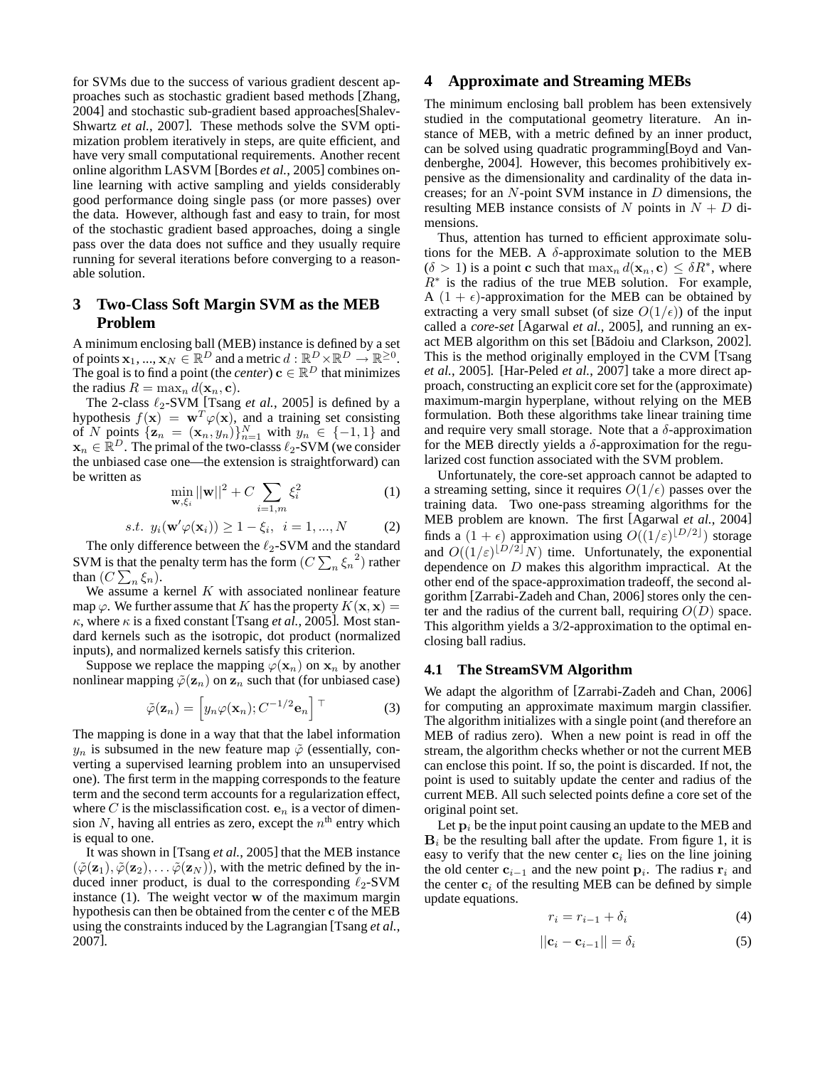for SVMs due to the success of various gradient descent approaches such as stochastic gradient based methods [Zhang, 2004] and stochastic sub-gradient based approaches[Shalev-Shwartz *et al.*, 2007]. These methods solve the SVM optimization problem iteratively in steps, are quite efficient, and have very small computational requirements. Another recent online algorithm LASVM [Bordes *et al.*, 2005] combines online learning with active sampling and yields considerably good performance doing single pass (or more passes) over the data. However, although fast and easy to train, for most of the stochastic gradient based approaches, doing a single pass over the data does not suffice and they usually require running for several iterations before converging to a reasonable solution.

## 3 Two-Class Soft Margin SVM as the MEB Problem

A minimum enclosing ball (MEB) instance is defined by a set of points $\mathbf{x}_1, ..., \mathbf{x}_N \in \mathbb{R}^D$ and a metric $d : \mathbb{R}^D \times \mathbb{R}^D \rightarrow \mathbb{R}^{\geq 0}$. The goal is to find a point (the *center*) $\mathbf{c} \in \mathbb{R}^D$ that minimizes the radius $R = \max_n d(\mathbf{x}_n, \mathbf{c})$.

The 2-class $\ell_2$-SVM [Tsang *et al.*, 2005] is defined by a hypothesis $f(\mathbf{x}) = \mathbf{w}^T\varphi(\mathbf{x})$, and a training set consisting of $N$ points $\{\mathbf{z}_n = (\mathbf{x}_n, y_n)\}_{n=1}^N$ with $y_n \in \{-1, 1\}$ and $\mathbf{x}_n \in \mathbb{R}^D$. The primal of the two-classs $\ell_2$-SVM (we consider the unbiased case one—the extension is straightforward) can be written as

$$\min_{\mathbf{w},\xi_i} ||\mathbf{w}||^2 + C \sum_{i=1,m} \xi_i^2 \tag{1}$$

$$s.t.\ \ y_i(\mathbf{w}'\varphi(\mathbf{x}_i)) \geq 1 - \xi_i,\ \ i = 1, ..., N \tag{2}$$

The only difference between the $\ell_2$-SVM and the standard SVM is that the penalty term has the form $(C \sum_n {\xi_n}^2)$ rather than $(C \sum_n \xi_n)$.

We assume a kernel $K$ with associated nonlinear feature map $\varphi$. We further assume that $K$ has the property $K(\mathbf{x}, \mathbf{x}) = \kappa$, where $\kappa$ is a fixed constant [Tsang *et al.*, 2005]. Most standard kernels such as the isotropic, dot product (normalized inputs), and normalized kernels satisfy this criterion.

Suppose we replace the mapping $\varphi(\mathbf{x}_n)$ on $\mathbf{x}_n$ by another nonlinear mapping $\tilde{\varphi}(\mathbf{z}_n)$ on $\mathbf{z}_n$ such that (for unbiased case)

$$\tilde{\varphi}(\mathbf{z}_n) = \left[y_n\varphi(\mathbf{x}_n); C^{-1/2}\mathbf{e}_n\right]^\top \tag{3}$$

The mapping is done in a way that that the label information $y_n$ is subsumed in the new feature map $\tilde{\varphi}$ (essentially, converting a supervised learning problem into an unsupervised one). The first term in the mapping corresponds to the feature term and the second term accounts for a regularization effect, where $C$ is the misclassification cost. $\mathbf{e}_n$ is a vector of dimension $N$, having all entries as zero, except the $n^{\text{th}}$ entry which is equal to one.

It was shown in [Tsang *et al.*, 2005] that the MEB instance $(\tilde{\varphi}(\mathbf{z}_1), \tilde{\varphi}(\mathbf{z}_2), \ldots \tilde{\varphi}(\mathbf{z}_N))$, with the metric defined by the induced inner product, is dual to the corresponding $\ell_2$-SVM instance (1). The weight vector $\mathbf{w}$ of the maximum margin hypothesis can then be obtained from the center $\mathbf{c}$ of the MEB using the constraints induced by the Lagrangian [Tsang *et al.*, 2007].

## 4 Approximate and Streaming MEBs

The minimum enclosing ball problem has been extensively studied in the computational geometry literature. An instance of MEB, with a metric defined by an inner product, can be solved using quadratic programming[Boyd and Vandenberghe, 2004]. However, this becomes prohibitively expensive as the dimensionality and cardinality of the data increases; for an $N$-point SVM instance in $D$ dimensions, the resulting MEB instance consists of $N$ points in $N + D$ dimensions.

Thus, attention has turned to efficient approximate solutions for the MEB. A $\delta$-approximate solution to the MEB ($\delta > 1$) is a point $\mathbf{c}$ such that $\max_n d(\mathbf{x}_n, \mathbf{c}) \leq \delta R^*$, where $R^*$ is the radius of the true MEB solution. For example, A $(1 + \epsilon)$-approximation for the MEB can be obtained by extracting a very small subset (of size $O(1/\epsilon)$) of the input called a *core-set* [Agarwal *et al.*, 2005], and running an exact MEB algorithm on this set [Bădoiu and Clarkson, 2002]. This is the method originally employed in the CVM [Tsang *et al.*, 2005]. [Har-Peled *et al.*, 2007] take a more direct approach, constructing an explicit core set for the (approximate) maximum-margin hyperplane, without relying on the MEB formulation. Both these algorithms take linear training time and require very small storage. Note that a $\delta$-approximation for the MEB directly yields a $\delta$-approximation for the regularized cost function associated with the SVM problem.

Unfortunately, the core-set approach cannot be adapted to a streaming setting, since it requires $O(1/\epsilon)$ passes over the training data. Two one-pass streaming algorithms for the MEB problem are known. The first [Agarwal *et al.*, 2004] finds a $(1 + \epsilon)$ approximation using $O((1/\varepsilon)^{\lfloor D/2 \rfloor})$ storage and $O((1/\varepsilon)^{\lfloor D/2 \rfloor}N)$ time. Unfortunately, the exponential dependence on $D$ makes this algorithm impractical. At the other end of the space-approximation tradeoff, the second algorithm [Zarrabi-Zadeh and Chan, 2006] stores only the center and the radius of the current ball, requiring $O(D)$ space. This algorithm yields a 3/2-approximation to the optimal enclosing ball radius.

### 4.1 The StreamSVM Algorithm

We adapt the algorithm of [Zarrabi-Zadeh and Chan, 2006] for computing an approximate maximum margin classifier. The algorithm initializes with a single point (and therefore an MEB of radius zero). When a new point is read in off the stream, the algorithm checks whether or not the current MEB can enclose this point. If so, the point is discarded. If not, the point is used to suitably update the center and radius of the current MEB. All such selected points define a core set of the original point set.

Let $\mathbf{p}_i$ be the input point causing an update to the MEB and $\mathbf{B}_i$ be the resulting ball after the update. From figure 1, it is easy to verify that the new center $\mathbf{c}_i$ lies on the line joining the old center $\mathbf{c}_{i-1}$ and the new point $\mathbf{p}_i$. The radius $\mathbf{r}_i$ and the center $\mathbf{c}_i$ of the resulting MEB can be defined by simple update equations.

$$r_i = r_{i-1} + \delta_i \tag{4}$$

$$||\mathbf{c}_i - \mathbf{c}_{i-1}|| = \delta_i \tag{5}$$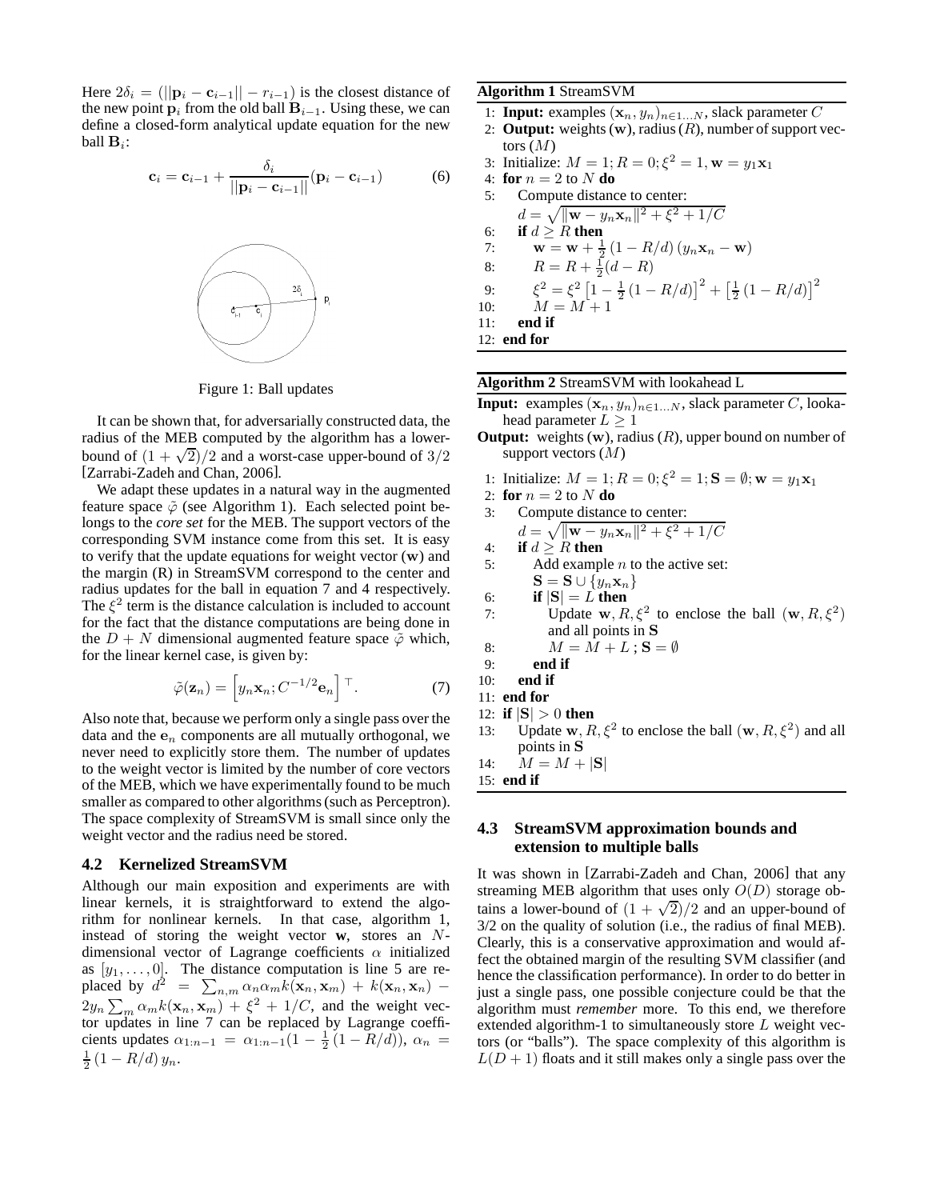Here $2\delta_i = (||\mathbf{p}_i - \mathbf{c}_{i-1}|| - r_{i-1})$ is the closest distance of the new point $\mathbf{p}_i$ from the old ball $\mathbf{B}_{i-1}$. Using these, we can define a closed-form analytical update equation for the new ball $\mathbf{B}_i$:

$$\mathbf{c}_i = \mathbf{c}_{i-1} + \frac{\delta_i}{||\mathbf{p}_i - \mathbf{c}_{i-1}||}(\mathbf{p}_i - \mathbf{c}_{i-1}) \quad (6)$$

Figure 1: Ball updates

It can be shown that, for adversarially constructed data, the radius of the MEB computed by the algorithm has a lower-bound of $(1+\sqrt{2})/2$ and a worst-case upper-bound of $3/2$ [Zarrabi-Zadeh and Chan, 2006].

We adapt these updates in a natural way in the augmented feature space $\tilde{\varphi}$ (see Algorithm 1). Each selected point belongs to the *core set* for the MEB. The support vectors of the corresponding SVM instance come from this set. It is easy to verify that the update equations for weight vector ($\mathbf{w}$) and the margin (R) in StreamSVM correspond to the center and radius updates for the ball in equation 7 and 4 respectively. The $\xi^2$ term is the distance calculation is included to account for the fact that the distance computations are being done in the $D+N$ dimensional augmented feature space $\tilde{\varphi}$ which, for the linear kernel case, is given by:

$$\tilde{\varphi}(\mathbf{z}_n) = \left[y_n\mathbf{x}_n; C^{-1/2}\mathbf{e}_n\right]^\top. \quad (7)$$

Also note that, because we perform only a single pass over the data and the $\mathbf{e}_n$ components are all mutually orthogonal, we never need to explicitly store them. The number of updates to the weight vector is limited by the number of core vectors of the MEB, which we have experimentally found to be much smaller as compared to other algorithms (such as Perceptron). The space complexity of StreamSVM is small since only the weight vector and the radius need be stored.

### 4.2 Kernelized StreamSVM

Although our main exposition and experiments are with linear kernels, it is straightforward to extend the algorithm for nonlinear kernels. In that case, algorithm 1, instead of storing the weight vector $\mathbf{w}$, stores an $N$-dimensional vector of Lagrange coefficients $\alpha$ initialized as $[y_1, \ldots, 0]$. The distance computation is line 5 are replaced by $d^2 = \sum_{n,m}\alpha_n\alpha_m k(\mathbf{x}_n, \mathbf{x}_m) + k(\mathbf{x}_n, \mathbf{x}_n) - 2y_n\sum_m \alpha_m k(\mathbf{x}_n, \mathbf{x}_m) + \xi^2 + 1/C$, and the weight vector updates in line 7 can be replaced by Lagrange coefficients updates $\alpha_{1:n-1} = \alpha_{1:n-1}(1 - \frac{1}{2}(1 - R/d))$, $\alpha_n = \frac{1}{2}(1 - R/d)\,y_n$.

**Algorithm 1** StreamSVM

1: **Input:** examples $(\mathbf{x}_n, y_n)_{n\in 1\ldots N}$, slack parameter $C$
2: **Output:** weights $(\mathbf{w})$, radius $(R)$, number of support vectors $(M)$
3: Initialize: $M = 1; R = 0; \xi^2 = 1, \mathbf{w} = y_1\mathbf{x}_1$
4: **for** $n = 2$ to $N$ **do**
5: Compute distance to center: $d = \sqrt{\|\mathbf{w} - y_n\mathbf{x}_n\|^2 + \xi^2 + 1/C}$
6: **if** $d \geq R$ **then**
7: $\mathbf{w} = \mathbf{w} + \frac{1}{2}(1 - R/d)(y_n\mathbf{x}_n - \mathbf{w})$
8: $R = R + \frac{1}{2}(d - R)$
9: $\xi^2 = \xi^2\left[1 - \frac{1}{2}(1 - R/d)\right]^2 + \left[\frac{1}{2}(1 - R/d)\right]^2$
10: $M = M + 1$
11: **end if**
12: **end for**

**Algorithm 2** StreamSVM with lookahead L

**Input:** examples $(\mathbf{x}_n, y_n)_{n\in 1\ldots N}$, slack parameter $C$, lookahead parameter $L \geq 1$
**Output:** weights $(\mathbf{w})$, radius $(R)$, upper bound on number of support vectors $(M)$

1: Initialize: $M = 1; R = 0; \xi^2 = 1; \mathbf{S} = \emptyset; \mathbf{w} = y_1\mathbf{x}_1$
2: **for** $n = 2$ to $N$ **do**
3: Compute distance to center: $d = \sqrt{\|\mathbf{w} - y_n\mathbf{x}_n\|^2 + \xi^2 + 1/C}$
4: **if** $d \geq R$ **then**
5: Add example $n$ to the active set: $\mathbf{S} = \mathbf{S} \cup \{y_n\mathbf{x}_n\}$
6: **if** $|\mathbf{S}| = L$ **then**
7: Update $\mathbf{w}, R, \xi^2$ to enclose the ball $(\mathbf{w}, R, \xi^2)$ and all points in $\mathbf{S}$
8: $M = M + L$ ; $\mathbf{S} = \emptyset$
9: **end if**
10: **end if**
11: **end for**
12: **if** $|\mathbf{S}| > 0$ **then**
13: Update $\mathbf{w}, R, \xi^2$ to enclose the ball $(\mathbf{w}, R, \xi^2)$ and all points in $\mathbf{S}$
14: $M = M + |\mathbf{S}|$
15: **end if**

### 4.3 StreamSVM approximation bounds and extension to multiple balls

It was shown in [Zarrabi-Zadeh and Chan, 2006] that any streaming MEB algorithm that uses only $O(D)$ storage obtains a lower-bound of $(1+\sqrt{2})/2$ and an upper-bound of 3/2 on the quality of solution (i.e., the radius of final MEB). Clearly, this is a conservative approximation and would affect the obtained margin of the resulting SVM classifier (and hence the classification performance). In order to do better in just a single pass, one possible conjecture could be that the algorithm must *remember* more. To this end, we therefore extended algorithm-1 to simultaneously store $L$ weight vectors (or "balls"). The space complexity of this algorithm is $L(D+1)$ floats and it still makes only a single pass over the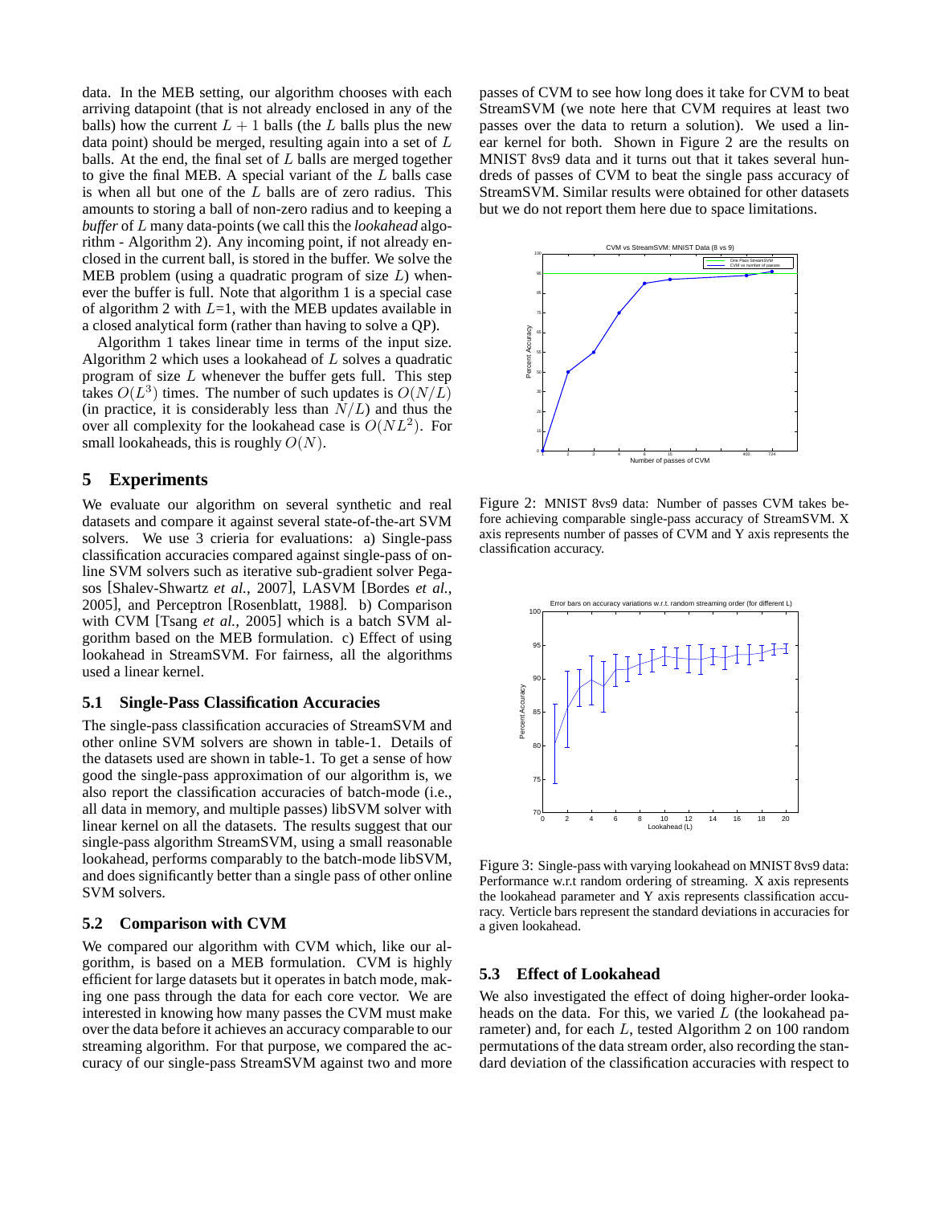data. In the MEB setting, our algorithm chooses with each arriving datapoint (that is not already enclosed in any of the balls) how the current $L+1$ balls (the $L$ balls plus the new data point) should be merged, resulting again into a set of $L$ balls. At the end, the final set of $L$ balls are merged together to give the final MEB. A special variant of the $L$ balls case is when all but one of the $L$ balls are of zero radius. This amounts to storing a ball of non-zero radius and to keeping a *buffer* of $L$ many data-points (we call this the *lookahead* algorithm - Algorithm 2). Any incoming point, if not already enclosed in the current ball, is stored in the buffer. We solve the MEB problem (using a quadratic program of size $L$) whenever the buffer is full. Note that algorithm 1 is a special case of algorithm 2 with $L$=1, with the MEB updates available in a closed analytical form (rather than having to solve a QP).

Algorithm 1 takes linear time in terms of the input size. Algorithm 2 which uses a lookahead of $L$ solves a quadratic program of size $L$ whenever the buffer gets full. This step takes $O(L^3)$ times. The number of such updates is $O(N/L)$ (in practice, it is considerably less than $N/L$) and thus the over all complexity for the lookahead case is $O(NL^2)$. For small lookaheads, this is roughly $O(N)$.

## 5 Experiments

We evaluate our algorithm on several synthetic and real datasets and compare it against several state-of-the-art SVM solvers. We use 3 crieria for evaluations: a) Single-pass classification accuracies compared against single-pass of online SVM solvers such as iterative sub-gradient solver Pegasos [Shalev-Shwartz *et al.*, 2007], LASVM [Bordes *et al.*, 2005], and Perceptron [Rosenblatt, 1988]. b) Comparison with CVM [Tsang *et al.*, 2005] which is a batch SVM algorithm based on the MEB formulation. c) Effect of using lookahead in StreamSVM. For fairness, all the algorithms used a linear kernel.

### 5.1 Single-Pass Classification Accuracies

The single-pass classification accuracies of StreamSVM and other online SVM solvers are shown in table-1. Details of the datasets used are shown in table-1. To get a sense of how good the single-pass approximation of our algorithm is, we also report the classification accuracies of batch-mode (i.e., all data in memory, and multiple passes) libSVM solver with linear kernel on all the datasets. The results suggest that our single-pass algorithm StreamSVM, using a small reasonable lookahead, performs comparably to the batch-mode libSVM, and does significantly better than a single pass of other online SVM solvers.

### 5.2 Comparison with CVM

We compared our algorithm with CVM which, like our algorithm, is based on a MEB formulation. CVM is highly efficient for large datasets but it operates in batch mode, making one pass through the data for each core vector. We are interested in knowing how many passes the CVM must make over the data before it achieves an accuracy comparable to our streaming algorithm. For that purpose, we compared the accuracy of our single-pass StreamSVM against two and more passes of CVM to see how long does it take for CVM to beat StreamSVM (we note here that CVM requires at least two passes over the data to return a solution). We used a linear kernel for both. Shown in Figure 2 are the results on MNIST 8vs9 data and it turns out that it takes several hundreds of passes of CVM to beat the single pass accuracy of StreamSVM. Similar results were obtained for other datasets but we do not report them here due to space limitations.

Figure 2: MNIST 8vs9 data: Number of passes CVM takes before achieving comparable single-pass accuracy of StreamSVM. X axis represents number of passes of CVM and Y axis represents the classification accuracy.

Figure 3: Single-pass with varying lookahead on MNIST 8vs9 data: Performance w.r.t random ordering of streaming. X axis represents the lookahead parameter and Y axis represents classification accuracy. Verticle bars represent the standard deviations in accuracies for a given lookahead.

### 5.3 Effect of Lookahead

We also investigated the effect of doing higher-order lookaheads on the data. For this, we varied $L$ (the lookahead parameter) and, for each $L$, tested Algorithm 2 on 100 random permutations of the data stream order, also recording the standard deviation of the classification accuracies with respect to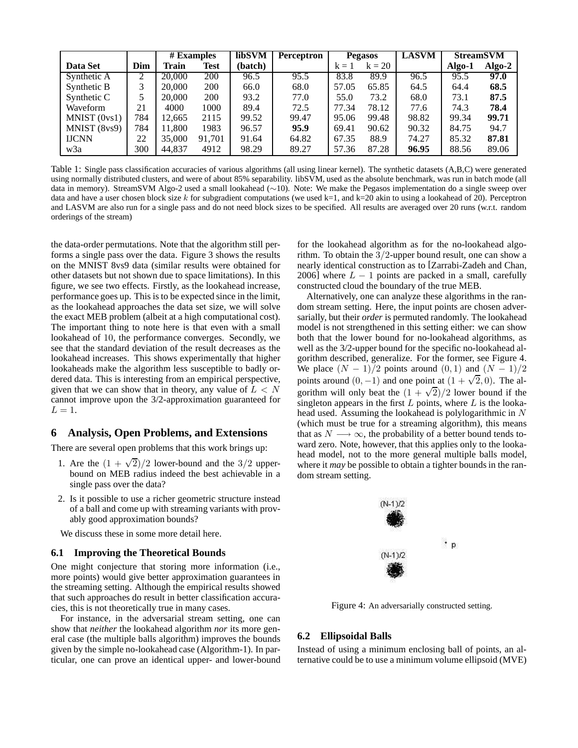| Data Set | Dim | # Examples | | libSVM | Perceptron | Pegasos | | LASVM | StreamSVM | |
|---|---|---|---|---|---|---|---|---|---|---|
| | | Train | Test | (batch) | | k = 1 | k = 20 | | Algo-1 | Algo-2 |
| Synthetic A | 2 | 20,000 | 200 | 96.5 | 95.5 | 83.8 | 89.9 | 96.5 | 95.5 | **97.0** |
| Synthetic B | 3 | 20,000 | 200 | 66.0 | 68.0 | 57.05 | 65.85 | 64.5 | 64.4 | **68.5** |
| Synthetic C | 5 | 20,000 | 200 | 93.2 | 77.0 | 55.0 | 73.2 | 68.0 | 73.1 | **87.5** |
| Waveform | 21 | 4000 | 1000 | 89.4 | 72.5 | 77.34 | 78.12 | 77.6 | 74.3 | **78.4** |
| MNIST (0vs1) | 784 | 12,665 | 2115 | 99.52 | 99.47 | 95.06 | 99.48 | 98.82 | 99.34 | **99.71** |
| MNIST (8vs9) | 784 | 11,800 | 1983 | 96.57 | **95.9** | 69.41 | 90.62 | 90.32 | 84.75 | 94.7 |
| IJCNN | 22 | 35,000 | 91,701 | 91.64 | 64.82 | 67.35 | 88.9 | 74.27 | 85.32 | **87.81** |
| w3a | 300 | 44,837 | 4912 | 98.29 | 89.27 | 57.36 | 87.28 | **96.95** | 88.56 | 89.06 |

Table 1: Single pass classification accuracies of various algorithms (all using linear kernel). The synthetic datasets (A,B,C) were generated using normally distributed clusters, and were of about 85% separability. libSVM, used as the absolute benchmark, was run in batch mode (all data in memory). StreamSVM Algo-2 used a small lookahead (~10). Note: We make the Pegasos implementation do a single sweep over data and have a user chosen block size $k$ for subgradient computations (we used k=1, and k=20 akin to using a lookahead of 20). Perceptron and LASVM are also run for a single pass and do not need block sizes to be specified. All results are averaged over 20 runs (w.r.t. random orderings of the stream)

the data-order permutations. Note that the algorithm still performs a single pass over the data. Figure 3 shows the results on the MNIST 8vs9 data (similar results were obtained for other datasets but not shown due to space limitations). In this figure, we see two effects. Firstly, as the lookahead increase, performance goes up. This is to be expected since in the limit, as the lookahead approaches the data set size, we will solve the exact MEB problem (albeit at a high computational cost). The important thing to note here is that even with a small lookahead of 10, the performance converges. Secondly, we see that the standard deviation of the result decreases as the lookahead increases. This shows experimentally that higher lookaheads make the algorithm less susceptible to badly ordered data. This is interesting from an empirical perspective, given that we can show that in theory, any value of $L < N$ cannot improve upon the 3/2-approximation guaranteed for $L = 1$.

## 6 Analysis, Open Problems, and Extensions

There are several open problems that this work brings up:

1. Are the $(1 + \sqrt{2})/2$ lower-bound and the $3/2$ upper-bound on MEB radius indeed the best achievable in a single pass over the data?
2. Is it possible to use a richer geometric structure instead of a ball and come up with streaming variants with provably good approximation bounds?

We discuss these in some more detail here.

### 6.1 Improving the Theoretical Bounds

One might conjecture that storing more information (i.e., more points) would give better approximation guarantees in the streaming setting. Although the empirical results showed that such approaches do result in better classification accuracies, this is not theoretically true in many cases.

For instance, in the adversarial stream setting, one can show that *neither* the lookahead algorithm *nor* its more general case (the multiple balls algorithm) improves the bounds given by the simple no-lookahead case (Algorithm-1). In particular, one can prove an identical upper- and lower-bound for the lookahead algorithm as for the no-lookahead algorithm. To obtain the $3/2$-upper bound result, one can show a nearly identical construction as to [Zarrabi-Zadeh and Chan, 2006] where $L - 1$ points are packed in a small, carefully constructed cloud the boundary of the true MEB.

Alternatively, one can analyze these algorithms in the random stream setting. Here, the input points are chosen adversarially, but their *order* is permuted randomly. The lookahead model is not strengthened in this setting either: we can show both that the lower bound for no-lookahead algorithms, as well as the 3/2-upper bound for the specific no-lookahead algorithm described, generalize. For the former, see Figure 4. We place $(N - 1)/2$ points around $(0, 1)$ and $(N - 1)/2$ points around $(0, -1)$ and one point at $(1 + \sqrt{2}, 0)$. The algorithm will only beat the $(1 + \sqrt{2})/2$ lower bound if the singleton appears in the first $L$ points, where $L$ is the lookahead used. Assuming the lookahead is polylogarithmic in $N$ (which must be true for a streaming algorithm), this means that as $N \longrightarrow \infty$, the probability of a better bound tends toward zero. Note, however, that this applies only to the lookahead model, not to the more general multiple balls model, where it *may* be possible to obtain a tighter bounds in the random stream setting.

Figure 4: An adversarially constructed setting.

### 6.2 Ellipsoidal Balls

Instead of using a minimum enclosing ball of points, an alternative could be to use a minimum volume ellipsoid (MVE)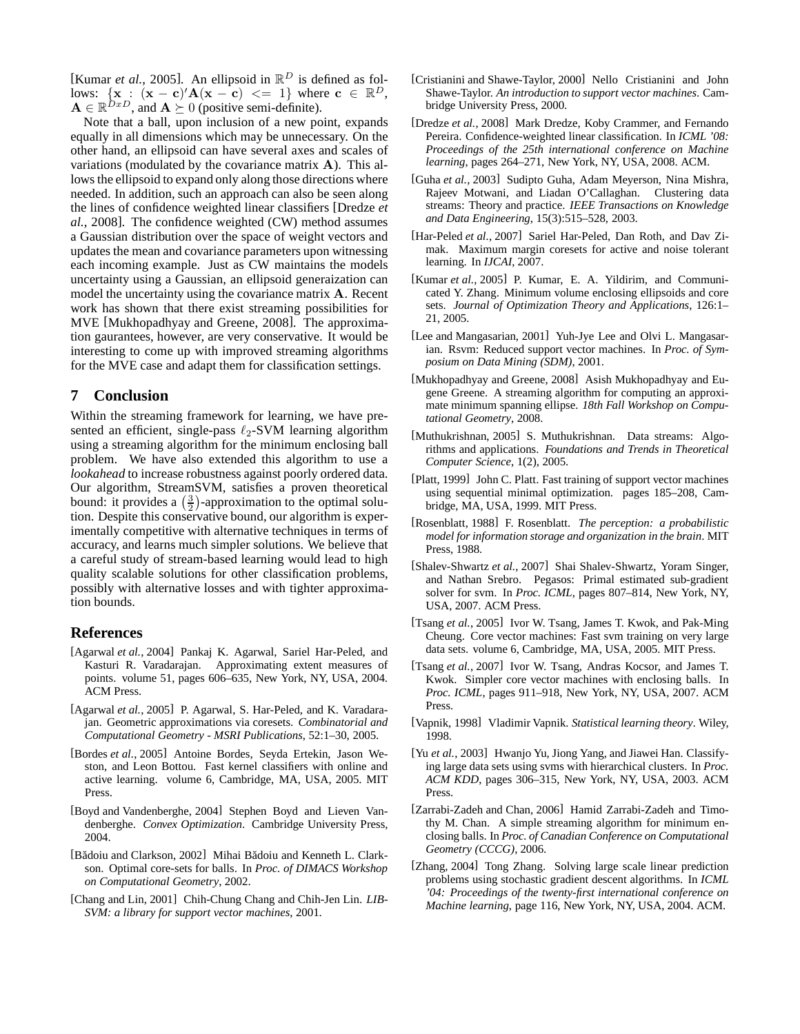[Kumar *et al.*, 2005]. An ellipsoid in $\mathbb{R}^D$ is defined as follows: $\{\mathbf{x} : (\mathbf{x} - \mathbf{c})'\mathbf{A}(\mathbf{x} - \mathbf{c}) <= 1\}$ where $\mathbf{c} \in \mathbb{R}^D$, $\mathbf{A} \in \mathbb{R}^{DxD}$, and $\mathbf{A} \succeq 0$ (positive semi-definite).

Note that a ball, upon inclusion of a new point, expands equally in all dimensions which may be unnecessary. On the other hand, an ellipsoid can have several axes and scales of variations (modulated by the covariance matrix $\mathbf{A}$). This allows the ellipsoid to expand only along those directions where needed. In addition, such an approach can also be seen along the lines of confidence weighted linear classifiers [Dredze *et al.*, 2008]. The confidence weighted (CW) method assumes a Gaussian distribution over the space of weight vectors and updates the mean and covariance parameters upon witnessing each incoming example. Just as CW maintains the models uncertainty using a Gaussian, an ellipsoid generaization can model the uncertainty using the covariance matrix $\mathbf{A}$. Recent work has shown that there exist streaming possibilities for MVE [Mukhopadhyay and Greene, 2008]. The approximation gaurantees, however, are very conservative. It would be interesting to come up with improved streaming algorithms for the MVE case and adapt them for classification settings.

## 7 Conclusion

Within the streaming framework for learning, we have presented an efficient, single-pass $\ell_2$-SVM learning algorithm using a streaming algorithm for the minimum enclosing ball problem. We have also extended this algorithm to use a *lookahead* to increase robustness against poorly ordered data. Our algorithm, StreamSVM, satisfies a proven theoretical bound: it provides a $\left(\frac{3}{2}\right)$-approximation to the optimal solution. Despite this conservative bound, our algorithm is experimentally competitive with alternative techniques in terms of accuracy, and learns much simpler solutions. We believe that a careful study of stream-based learning would lead to high quality scalable solutions for other classification problems, possibly with alternative losses and with tighter approximation bounds.

## References

[Agarwal *et al.*, 2004] Pankaj K. Agarwal, Sariel Har-Peled, and Kasturi R. Varadarajan. Approximating extent measures of points. volume 51, pages 606–635, New York, NY, USA, 2004. ACM Press.

[Agarwal *et al.*, 2005] P. Agarwal, S. Har-Peled, and K. Varadarajan. Geometric approximations via coresets. *Combinatorial and Computational Geometry - MSRI Publications*, 52:1–30, 2005.

[Bordes *et al.*, 2005] Antoine Bordes, Seyda Ertekin, Jason Weston, and Leon Bottou. Fast kernel classifiers with online and active learning. volume 6, Cambridge, MA, USA, 2005. MIT Press.

[Boyd and Vandenberghe, 2004] Stephen Boyd and Lieven Vandenberghe. *Convex Optimization*. Cambridge University Press, 2004.

[Bădoiu and Clarkson, 2002] Mihai Bădoiu and Kenneth L. Clarkson. Optimal core-sets for balls. In *Proc. of DIMACS Workshop on Computational Geometry*, 2002.

[Chang and Lin, 2001] Chih-Chung Chang and Chih-Jen Lin. *LIBSVM: a library for support vector machines*, 2001.

[Cristianini and Shawe-Taylor, 2000] Nello Cristianini and John Shawe-Taylor. *An introduction to support vector machines*. Cambridge University Press, 2000.

[Dredze *et al.*, 2008] Mark Dredze, Koby Crammer, and Fernando Pereira. Confidence-weighted linear classification. In *ICML '08: Proceedings of the 25th international conference on Machine learning*, pages 264–271, New York, NY, USA, 2008. ACM.

[Guha *et al.*, 2003] Sudipto Guha, Adam Meyerson, Nina Mishra, Rajeev Motwani, and Liadan O'Callaghan. Clustering data streams: Theory and practice. *IEEE Transactions on Knowledge and Data Engineering*, 15(3):515–528, 2003.

[Har-Peled *et al.*, 2007] Sariel Har-Peled, Dan Roth, and Dav Zimak. Maximum margin coresets for active and noise tolerant learning. In *IJCAI*, 2007.

[Kumar *et al.*, 2005] P. Kumar, E. A. Yildirim, and Communicated Y. Zhang. Minimum volume enclosing ellipsoids and core sets. *Journal of Optimization Theory and Applications*, 126:1–21, 2005.

[Lee and Mangasarian, 2001] Yuh-Jye Lee and Olvi L. Mangasarian. Rsvm: Reduced support vector machines. In *Proc. of Symposium on Data Mining (SDM)*, 2001.

[Mukhopadhyay and Greene, 2008] Asish Mukhopadhyay and Eugene Greene. A streaming algorithm for computing an approximate minimum spanning ellipse. *18th Fall Workshop on Computational Geometry*, 2008.

[Muthukrishnan, 2005] S. Muthukrishnan. Data streams: Algorithms and applications. *Foundations and Trends in Theoretical Computer Science*, 1(2), 2005.

[Platt, 1999] John C. Platt. Fast training of support vector machines using sequential minimal optimization. pages 185–208, Cambridge, MA, USA, 1999. MIT Press.

[Rosenblatt, 1988] F. Rosenblatt. *The perception: a probabilistic model for information storage and organization in the brain*. MIT Press, 1988.

[Shalev-Shwartz *et al.*, 2007] Shai Shalev-Shwartz, Yoram Singer, and Nathan Srebro. Pegasos: Primal estimated sub-gradient solver for svm. In *Proc. ICML*, pages 807–814, New York, NY, USA, 2007. ACM Press.

[Tsang *et al.*, 2005] Ivor W. Tsang, James T. Kwok, and Pak-Ming Cheung. Core vector machines: Fast svm training on very large data sets. volume 6, Cambridge, MA, USA, 2005. MIT Press.

[Tsang *et al.*, 2007] Ivor W. Tsang, Andras Kocsor, and James T. Kwok. Simpler core vector machines with enclosing balls. In *Proc. ICML*, pages 911–918, New York, NY, USA, 2007. ACM Press.

[Vapnik, 1998] Vladimir Vapnik. *Statistical learning theory*. Wiley, 1998.

[Yu *et al.*, 2003] Hwanjo Yu, Jiong Yang, and Jiawei Han. Classifying large data sets using svms with hierarchical clusters. In *Proc. ACM KDD*, pages 306–315, New York, NY, USA, 2003. ACM Press.

[Zarrabi-Zadeh and Chan, 2006] Hamid Zarrabi-Zadeh and Timothy M. Chan. A simple streaming algorithm for minimum enclosing balls. In *Proc. of Canadian Conference on Computational Geometry (CCCG)*, 2006.

[Zhang, 2004] Tong Zhang. Solving large scale linear prediction problems using stochastic gradient descent algorithms. In *ICML '04: Proceedings of the twenty-first international conference on Machine learning*, page 116, New York, NY, USA, 2004. ACM.